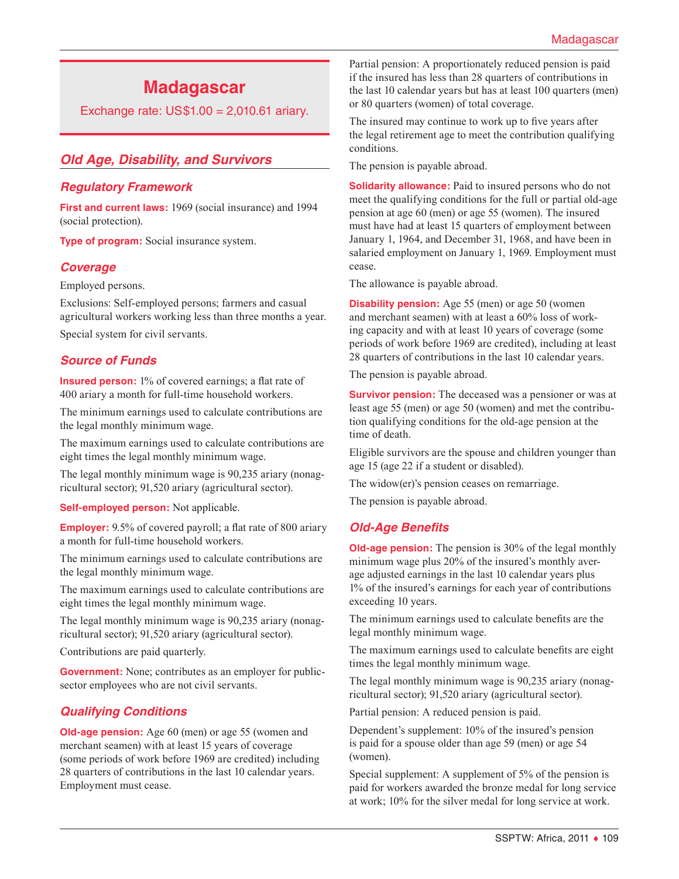# Madagascar

Exchange rate: US$1.00 = 2,010.61 ariary.

## Old Age, Disability, and Survivors

### Regulatory Framework

**First and current laws:** 1969 (social insurance) and 1994 (social protection).

**Type of program:** Social insurance system.

### Coverage

Employed persons.

Exclusions: Self-employed persons; farmers and casual agricultural workers working less than three months a year.

Special system for civil servants.

### Source of Funds

**Insured person:** 1% of covered earnings; a flat rate of 400 ariary a month for full-time household workers.

The minimum earnings used to calculate contributions are the legal monthly minimum wage.

The maximum earnings used to calculate contributions are eight times the legal monthly minimum wage.

The legal monthly minimum wage is 90,235 ariary (nonagricultural sector); 91,520 ariary (agricultural sector).

**Self-employed person:** Not applicable.

**Employer:** 9.5% of covered payroll; a flat rate of 800 ariary a month for full-time household workers.

The minimum earnings used to calculate contributions are the legal monthly minimum wage.

The maximum earnings used to calculate contributions are eight times the legal monthly minimum wage.

The legal monthly minimum wage is 90,235 ariary (nonagricultural sector); 91,520 ariary (agricultural sector).

Contributions are paid quarterly.

**Government:** None; contributes as an employer for public-sector employees who are not civil servants.

### Qualifying Conditions

**Old-age pension:** Age 60 (men) or age 55 (women and merchant seamen) with at least 15 years of coverage (some periods of work before 1969 are credited) including 28 quarters of contributions in the last 10 calendar years. Employment must cease.

Partial pension: A proportionately reduced pension is paid if the insured has less than 28 quarters of contributions in the last 10 calendar years but has at least 100 quarters (men) or 80 quarters (women) of total coverage.

The insured may continue to work up to five years after the legal retirement age to meet the contribution qualifying conditions.

The pension is payable abroad.

**Solidarity allowance:** Paid to insured persons who do not meet the qualifying conditions for the full or partial old-age pension at age 60 (men) or age 55 (women). The insured must have had at least 15 quarters of employment between January 1, 1964, and December 31, 1968, and have been in salaried employment on January 1, 1969. Employment must cease.

The allowance is payable abroad.

**Disability pension:** Age 55 (men) or age 50 (women and merchant seamen) with at least a 60% loss of working capacity and with at least 10 years of coverage (some periods of work before 1969 are credited), including at least 28 quarters of contributions in the last 10 calendar years.

The pension is payable abroad.

**Survivor pension:** The deceased was a pensioner or was at least age 55 (men) or age 50 (women) and met the contribution qualifying conditions for the old-age pension at the time of death.

Eligible survivors are the spouse and children younger than age 15 (age 22 if a student or disabled).

The widow(er)'s pension ceases on remarriage.

The pension is payable abroad.

### Old-Age Benefits

**Old-age pension:** The pension is 30% of the legal monthly minimum wage plus 20% of the insured's monthly average adjusted earnings in the last 10 calendar years plus 1% of the insured's earnings for each year of contributions exceeding 10 years.

The minimum earnings used to calculate benefits are the legal monthly minimum wage.

The maximum earnings used to calculate benefits are eight times the legal monthly minimum wage.

The legal monthly minimum wage is 90,235 ariary (nonagricultural sector); 91,520 ariary (agricultural sector).

Partial pension: A reduced pension is paid.

Dependent's supplement: 10% of the insured's pension is paid for a spouse older than age 59 (men) or age 54 (women).

Special supplement: A supplement of 5% of the pension is paid for workers awarded the bronze medal for long service at work; 10% for the silver medal for long service at work.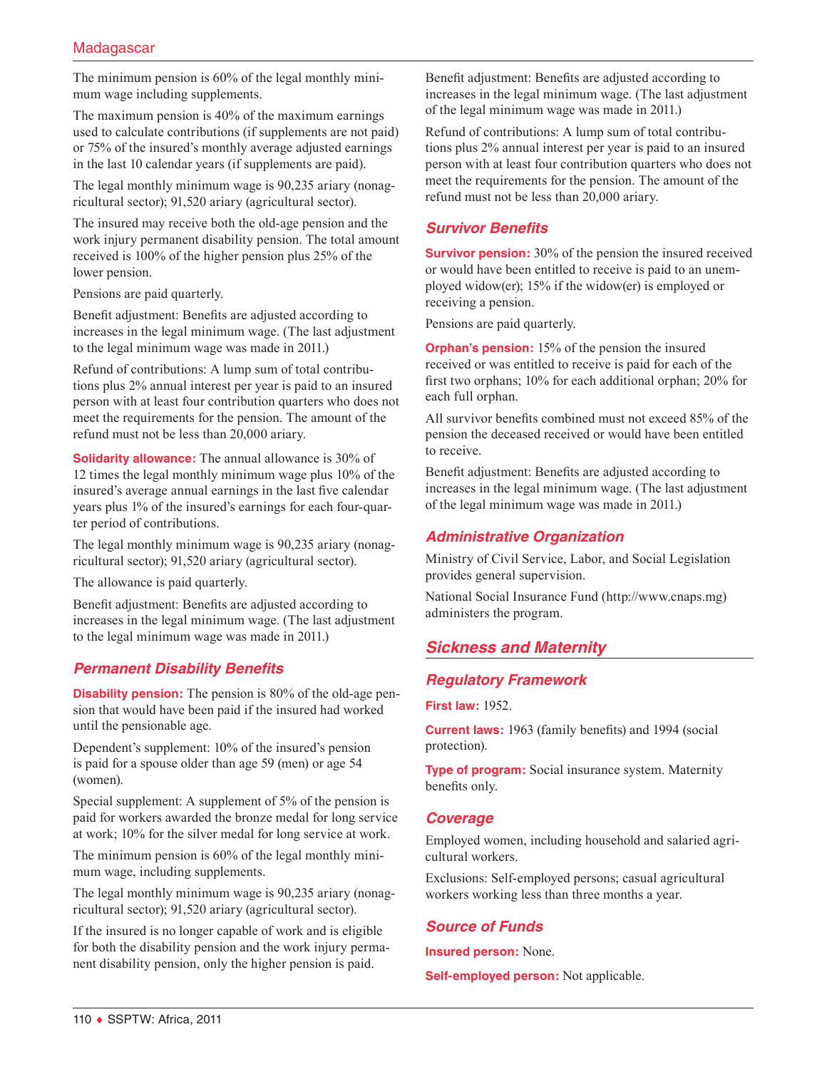The minimum pension is 60% of the legal monthly minimum wage including supplements.

The maximum pension is 40% of the maximum earnings used to calculate contributions (if supplements are not paid) or 75% of the insured's monthly average adjusted earnings in the last 10 calendar years (if supplements are paid).

The legal monthly minimum wage is 90,235 ariary (nonagricultural sector); 91,520 ariary (agricultural sector).

The insured may receive both the old-age pension and the work injury permanent disability pension. The total amount received is 100% of the higher pension plus 25% of the lower pension.

Pensions are paid quarterly.

Benefit adjustment: Benefits are adjusted according to increases in the legal minimum wage. (The last adjustment to the legal minimum wage was made in 2011.)

Refund of contributions: A lump sum of total contributions plus 2% annual interest per year is paid to an insured person with at least four contribution quarters who does not meet the requirements for the pension. The amount of the refund must not be less than 20,000 ariary.

**Solidarity allowance:** The annual allowance is 30% of 12 times the legal monthly minimum wage plus 10% of the insured's average annual earnings in the last five calendar years plus 1% of the insured's earnings for each four-quarter period of contributions.

The legal monthly minimum wage is 90,235 ariary (nonagricultural sector); 91,520 ariary (agricultural sector).

The allowance is paid quarterly.

Benefit adjustment: Benefits are adjusted according to increases in the legal minimum wage. (The last adjustment to the legal minimum wage was made in 2011.)

### Permanent Disability Benefits

**Disability pension:** The pension is 80% of the old-age pension that would have been paid if the insured had worked until the pensionable age.

Dependent's supplement: 10% of the insured's pension is paid for a spouse older than age 59 (men) or age 54 (women).

Special supplement: A supplement of 5% of the pension is paid for workers awarded the bronze medal for long service at work; 10% for the silver medal for long service at work.

The minimum pension is 60% of the legal monthly minimum wage, including supplements.

The legal monthly minimum wage is 90,235 ariary (nonagricultural sector); 91,520 ariary (agricultural sector).

If the insured is no longer capable of work and is eligible for both the disability pension and the work injury permanent disability pension, only the higher pension is paid.

Benefit adjustment: Benefits are adjusted according to increases in the legal minimum wage. (The last adjustment of the legal minimum wage was made in 2011.)

Refund of contributions: A lump sum of total contributions plus 2% annual interest per year is paid to an insured person with at least four contribution quarters who does not meet the requirements for the pension. The amount of the refund must not be less than 20,000 ariary.

### Survivor Benefits

**Survivor pension:** 30% of the pension the insured received or would have been entitled to receive is paid to an unemployed widow(er); 15% if the widow(er) is employed or receiving a pension.

Pensions are paid quarterly.

**Orphan's pension:** 15% of the pension the insured received or was entitled to receive is paid for each of the first two orphans; 10% for each additional orphan; 20% for each full orphan.

All survivor benefits combined must not exceed 85% of the pension the deceased received or would have been entitled to receive.

Benefit adjustment: Benefits are adjusted according to increases in the legal minimum wage. (The last adjustment of the legal minimum wage was made in 2011.)

### Administrative Organization

Ministry of Civil Service, Labor, and Social Legislation provides general supervision.

National Social Insurance Fund (http://www.cnaps.mg) administers the program.

## Sickness and Maternity

### Regulatory Framework

**First law:** 1952.

**Current laws:** 1963 (family benefits) and 1994 (social protection).

**Type of program:** Social insurance system. Maternity benefits only.

### Coverage

Employed women, including household and salaried agricultural workers.

Exclusions: Self-employed persons; casual agricultural workers working less than three months a year.

### Source of Funds

**Insured person:** None.

**Self-employed person:** Not applicable.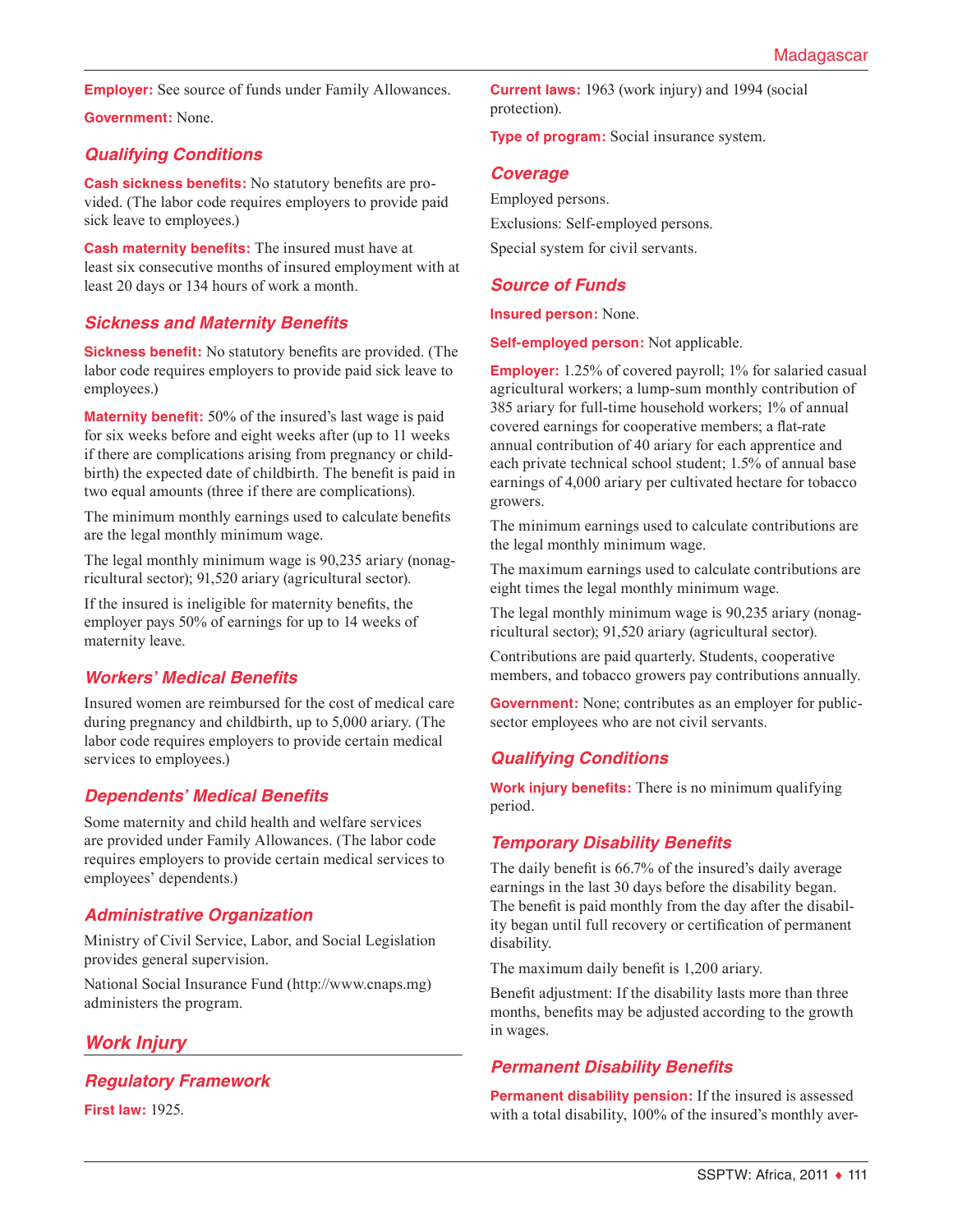**Employer:** See source of funds under Family Allowances.

**Government:** None.

### Qualifying Conditions

**Cash sickness benefits:** No statutory benefits are provided. (The labor code requires employers to provide paid sick leave to employees.)

**Cash maternity benefits:** The insured must have at least six consecutive months of insured employment with at least 20 days or 134 hours of work a month.

### Sickness and Maternity Benefits

**Sickness benefit:** No statutory benefits are provided. (The labor code requires employers to provide paid sick leave to employees.)

**Maternity benefit:** 50% of the insured's last wage is paid for six weeks before and eight weeks after (up to 11 weeks if there are complications arising from pregnancy or childbirth) the expected date of childbirth. The benefit is paid in two equal amounts (three if there are complications).

The minimum monthly earnings used to calculate benefits are the legal monthly minimum wage.

The legal monthly minimum wage is 90,235 ariary (nonagricultural sector); 91,520 ariary (agricultural sector).

If the insured is ineligible for maternity benefits, the employer pays 50% of earnings for up to 14 weeks of maternity leave.

### Workers' Medical Benefits

Insured women are reimbursed for the cost of medical care during pregnancy and childbirth, up to 5,000 ariary. (The labor code requires employers to provide certain medical services to employees.)

### Dependents' Medical Benefits

Some maternity and child health and welfare services are provided under Family Allowances. (The labor code requires employers to provide certain medical services to employees' dependents.)

### Administrative Organization

Ministry of Civil Service, Labor, and Social Legislation provides general supervision.

National Social Insurance Fund (http://www.cnaps.mg) administers the program.

## Work Injury

### Regulatory Framework

**First law:** 1925.

**Current laws:** 1963 (work injury) and 1994 (social protection).

**Type of program:** Social insurance system.

### Coverage

Employed persons.

Exclusions: Self-employed persons.

Special system for civil servants.

### Source of Funds

**Insured person:** None.

**Self-employed person:** Not applicable.

**Employer:** 1.25% of covered payroll; 1% for salaried casual agricultural workers; a lump-sum monthly contribution of 385 ariary for full-time household workers; 1% of annual covered earnings for cooperative members; a flat-rate annual contribution of 40 ariary for each apprentice and each private technical school student; 1.5% of annual base earnings of 4,000 ariary per cultivated hectare for tobacco growers.

The minimum earnings used to calculate contributions are the legal monthly minimum wage.

The maximum earnings used to calculate contributions are eight times the legal monthly minimum wage.

The legal monthly minimum wage is 90,235 ariary (nonagricultural sector); 91,520 ariary (agricultural sector).

Contributions are paid quarterly. Students, cooperative members, and tobacco growers pay contributions annually.

**Government:** None; contributes as an employer for public-sector employees who are not civil servants.

### Qualifying Conditions

**Work injury benefits:** There is no minimum qualifying period.

### Temporary Disability Benefits

The daily benefit is 66.7% of the insured's daily average earnings in the last 30 days before the disability began. The benefit is paid monthly from the day after the disability began until full recovery or certification of permanent disability.

The maximum daily benefit is 1,200 ariary.

Benefit adjustment: If the disability lasts more than three months, benefits may be adjusted according to the growth in wages.

### Permanent Disability Benefits

**Permanent disability pension:** If the insured is assessed with a total disability, 100% of the insured's monthly aver-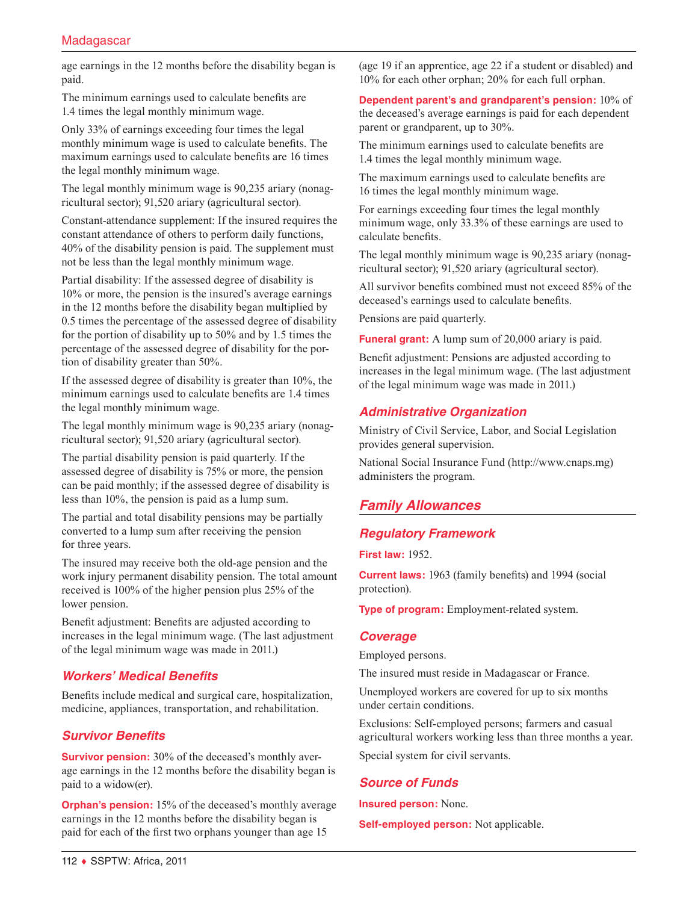age earnings in the 12 months before the disability began is paid.

The minimum earnings used to calculate benefits are 1.4 times the legal monthly minimum wage.

Only 33% of earnings exceeding four times the legal monthly minimum wage is used to calculate benefits. The maximum earnings used to calculate benefits are 16 times the legal monthly minimum wage.

The legal monthly minimum wage is 90,235 ariary (nonagricultural sector); 91,520 ariary (agricultural sector).

Constant-attendance supplement: If the insured requires the constant attendance of others to perform daily functions, 40% of the disability pension is paid. The supplement must not be less than the legal monthly minimum wage.

Partial disability: If the assessed degree of disability is 10% or more, the pension is the insured's average earnings in the 12 months before the disability began multiplied by 0.5 times the percentage of the assessed degree of disability for the portion of disability up to 50% and by 1.5 times the percentage of the assessed degree of disability for the portion of disability greater than 50%.

If the assessed degree of disability is greater than 10%, the minimum earnings used to calculate benefits are 1.4 times the legal monthly minimum wage.

The legal monthly minimum wage is 90,235 ariary (nonagricultural sector); 91,520 ariary (agricultural sector).

The partial disability pension is paid quarterly. If the assessed degree of disability is 75% or more, the pension can be paid monthly; if the assessed degree of disability is less than 10%, the pension is paid as a lump sum.

The partial and total disability pensions may be partially converted to a lump sum after receiving the pension for three years.

The insured may receive both the old-age pension and the work injury permanent disability pension. The total amount received is 100% of the higher pension plus 25% of the lower pension.

Benefit adjustment: Benefits are adjusted according to increases in the legal minimum wage. (The last adjustment of the legal minimum wage was made in 2011.)

### *Workers' Medical Benefits*

Benefits include medical and surgical care, hospitalization, medicine, appliances, transportation, and rehabilitation.

### *Survivor Benefits*

**Survivor pension:** 30% of the deceased's monthly average earnings in the 12 months before the disability began is paid to a widow(er).

**Orphan's pension:** 15% of the deceased's monthly average earnings in the 12 months before the disability began is paid for each of the first two orphans younger than age 15 (age 19 if an apprentice, age 22 if a student or disabled) and 10% for each other orphan; 20% for each full orphan.

**Dependent parent's and grandparent's pension:** 10% of the deceased's average earnings is paid for each dependent parent or grandparent, up to 30%.

The minimum earnings used to calculate benefits are 1.4 times the legal monthly minimum wage.

The maximum earnings used to calculate benefits are 16 times the legal monthly minimum wage.

For earnings exceeding four times the legal monthly minimum wage, only 33.3% of these earnings are used to calculate benefits.

The legal monthly minimum wage is 90,235 ariary (nonagricultural sector); 91,520 ariary (agricultural sector).

All survivor benefits combined must not exceed 85% of the deceased's earnings used to calculate benefits.

Pensions are paid quarterly.

**Funeral grant:** A lump sum of 20,000 ariary is paid.

Benefit adjustment: Pensions are adjusted according to increases in the legal minimum wage. (The last adjustment of the legal minimum wage was made in 2011.)

### *Administrative Organization*

Ministry of Civil Service, Labor, and Social Legislation provides general supervision.

National Social Insurance Fund (http://www.cnaps.mg) administers the program.

## *Family Allowances*

### *Regulatory Framework*

**First law:** 1952.

**Current laws:** 1963 (family benefits) and 1994 (social protection).

**Type of program:** Employment-related system.

### *Coverage*

Employed persons.

The insured must reside in Madagascar or France.

Unemployed workers are covered for up to six months under certain conditions.

Exclusions: Self-employed persons; farmers and casual agricultural workers working less than three months a year.

Special system for civil servants.

### *Source of Funds*

**Insured person:** None.

**Self-employed person:** Not applicable.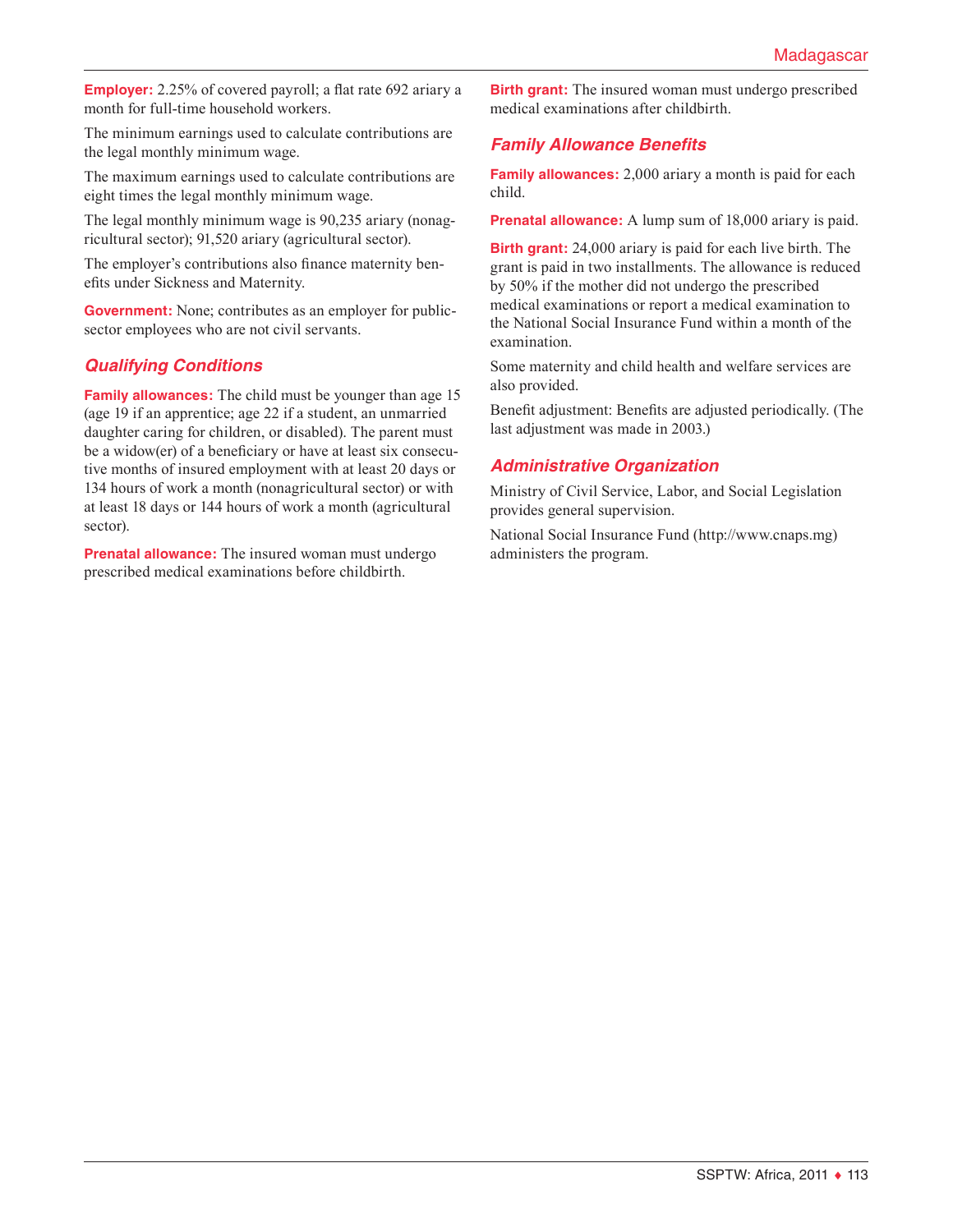**Employer:** 2.25% of covered payroll; a flat rate 692 ariary a month for full-time household workers.

The minimum earnings used to calculate contributions are the legal monthly minimum wage.

The maximum earnings used to calculate contributions are eight times the legal monthly minimum wage.

The legal monthly minimum wage is 90,235 ariary (nonagricultural sector); 91,520 ariary (agricultural sector).

The employer's contributions also finance maternity benefits under Sickness and Maternity.

**Government:** None; contributes as an employer for public-sector employees who are not civil servants.

### *Qualifying Conditions*

**Family allowances:** The child must be younger than age 15 (age 19 if an apprentice; age 22 if a student, an unmarried daughter caring for children, or disabled). The parent must be a widow(er) of a beneficiary or have at least six consecutive months of insured employment with at least 20 days or 134 hours of work a month (nonagricultural sector) or with at least 18 days or 144 hours of work a month (agricultural sector).

**Prenatal allowance:** The insured woman must undergo prescribed medical examinations before childbirth.

**Birth grant:** The insured woman must undergo prescribed medical examinations after childbirth.

### *Family Allowance Benefits*

**Family allowances:** 2,000 ariary a month is paid for each child.

**Prenatal allowance:** A lump sum of 18,000 ariary is paid.

**Birth grant:** 24,000 ariary is paid for each live birth. The grant is paid in two installments. The allowance is reduced by 50% if the mother did not undergo the prescribed medical examinations or report a medical examination to the National Social Insurance Fund within a month of the examination.

Some maternity and child health and welfare services are also provided.

Benefit adjustment: Benefits are adjusted periodically. (The last adjustment was made in 2003.)

### *Administrative Organization*

Ministry of Civil Service, Labor, and Social Legislation provides general supervision.

National Social Insurance Fund (http://www.cnaps.mg) administers the program.